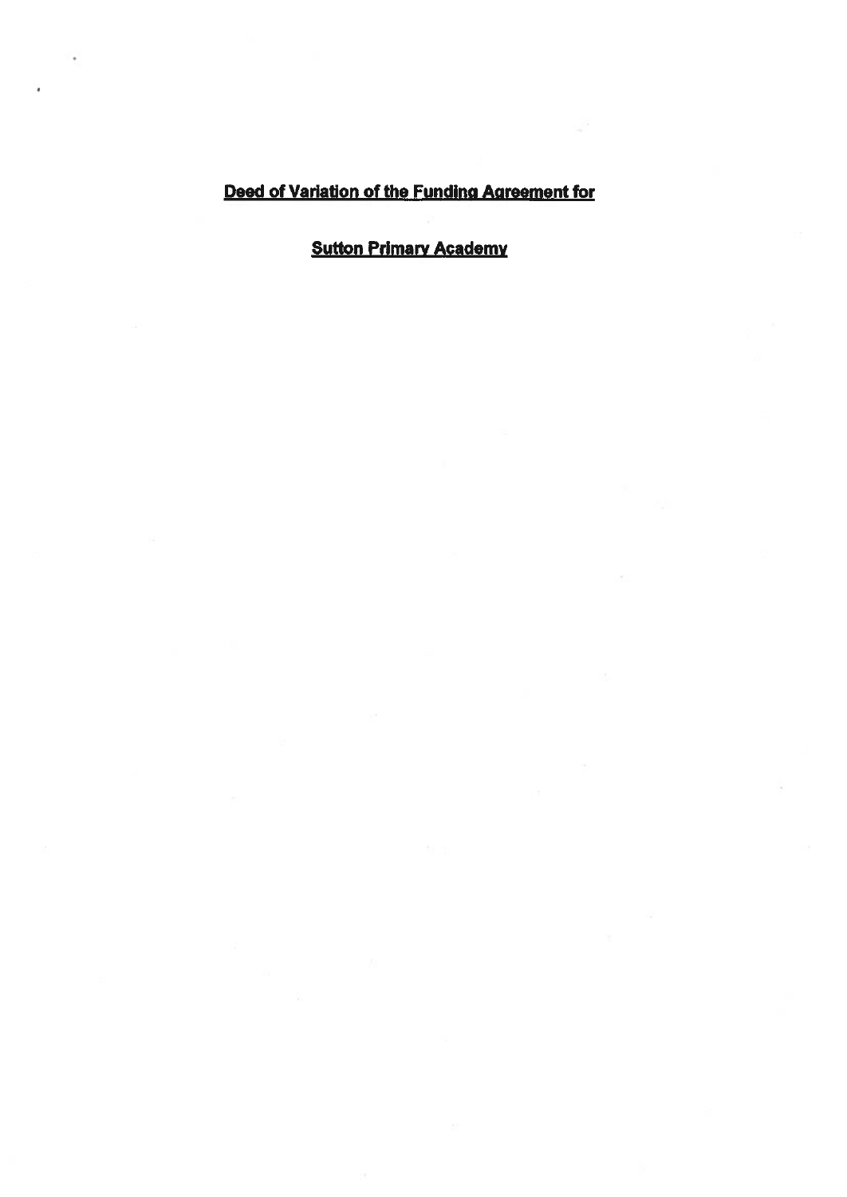**Deed of Variation of the Funding Agreement for**

**Sutton Primary Academy**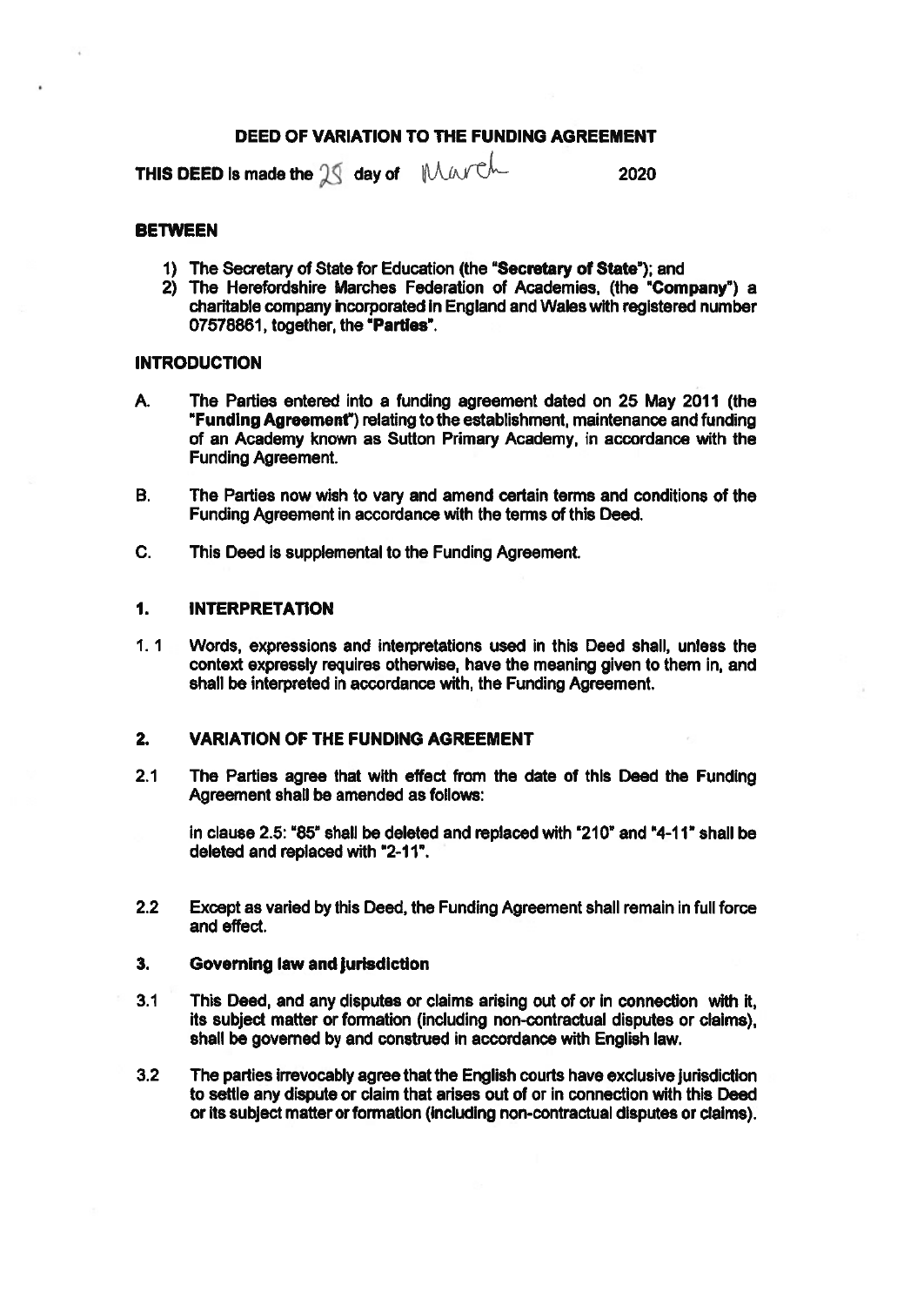# DEED OF VARIATION TO THE FUNDING AGREEMENT

**THIS DEED** is made the 25 day of March 2020

**BETWEEN**

1) The Secretary of State for Education (the "**Secretary of State**"); and
2) The Herefordshire Marches Federation of Academies, (the "**Company**") a charitable company incorporated in England and Wales with registered number 07578861, together, the "**Parties**".

**INTRODUCTION**

A. The Parties entered into a funding agreement dated on 25 May 2011 (the "**Funding Agreement**") relating to the establishment, maintenance and funding of an Academy known as Sutton Primary Academy, in accordance with the Funding Agreement.

B. The Parties now wish to vary and amend certain terms and conditions of the Funding Agreement in accordance with the terms of this Deed.

C. This Deed is supplemental to the Funding Agreement.

**1. INTERPRETATION**

1.1 Words, expressions and interpretations used in this Deed shall, unless the context expressly requires otherwise, have the meaning given to them in, and shall be interpreted in accordance with, the Funding Agreement.

**2. VARIATION OF THE FUNDING AGREEMENT**

2.1 The Parties agree that with effect from the date of this Deed the Funding Agreement shall be amended as follows:

in clause 2.5: "85" shall be deleted and replaced with "210" and "4-11" shall be deleted and replaced with "2-11".

2.2 Except as varied by this Deed, the Funding Agreement shall remain in full force and effect.

**3. Governing law and jurisdiction**

3.1 This Deed, and any disputes or claims arising out of or in connection with it, its subject matter or formation (including non-contractual disputes or claims), shall be governed by and construed in accordance with English law.

3.2 The parties irrevocably agree that the English courts have exclusive jurisdiction to settle any dispute or claim that arises out of or in connection with this Deed or its subject matter or formation (including non-contractual disputes or claims).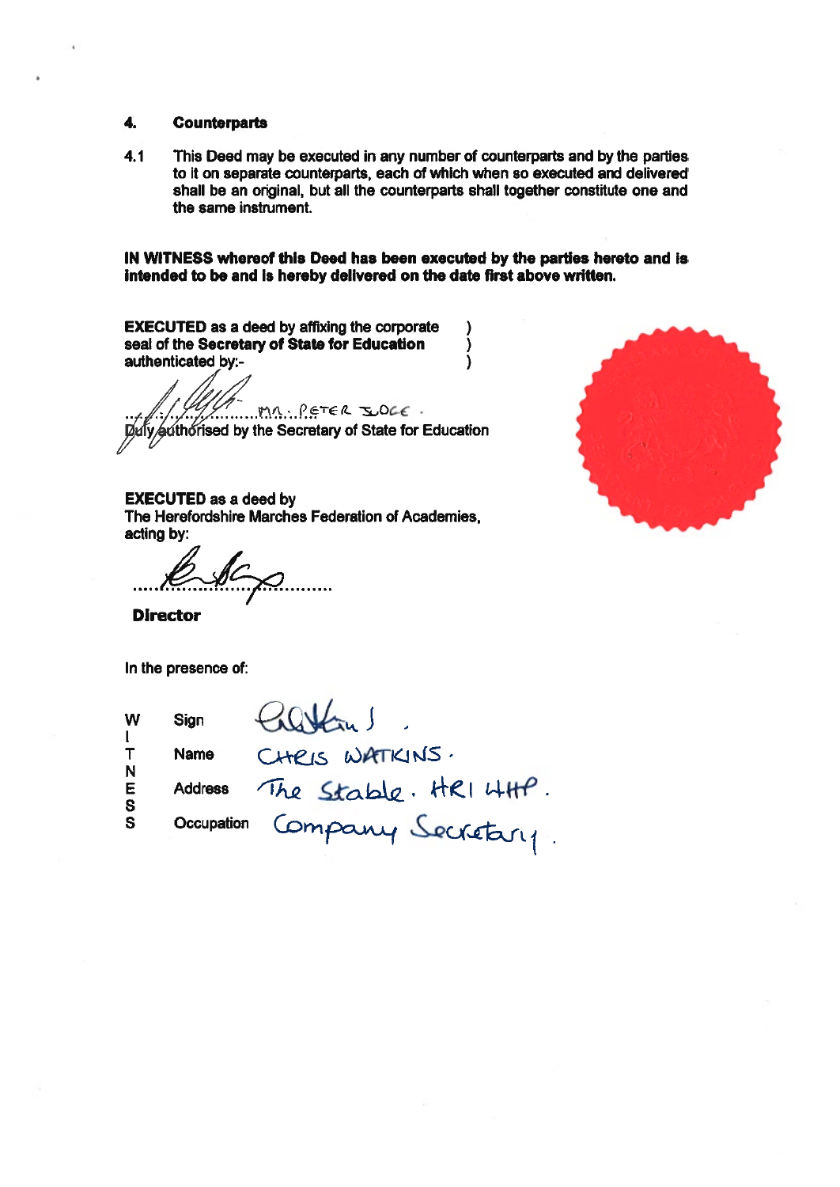## 4. Counterparts

4.1 This Deed may be executed in any number of counterparts and by the parties to it on separate counterparts, each of which when so executed and delivered shall be an original, but all the counterparts shall together constitute one and the same instrument.

**IN WITNESS whereof this Deed has been executed by the parties hereto and is intended to be and is hereby delivered on the date first above written.**

**EXECUTED** as a deed by affixing the corporate seal of the **Secretary of State for Education** authenticated by:- )

MR. PETER JOCE.

Duly authorised by the Secretary of State for Education

**EXECUTED** as a deed by
The Herefordshire Marches Federation of Academies, acting by:

.....................................

**Director**

In the presence of:

| | | |
|---|---|---|
| W I T N E S S | Sign | |
| | Name | CHRIS WATKINS. |
| | Address | The Stable. HR1 4HP. |
| | Occupation | Company Secretary. |